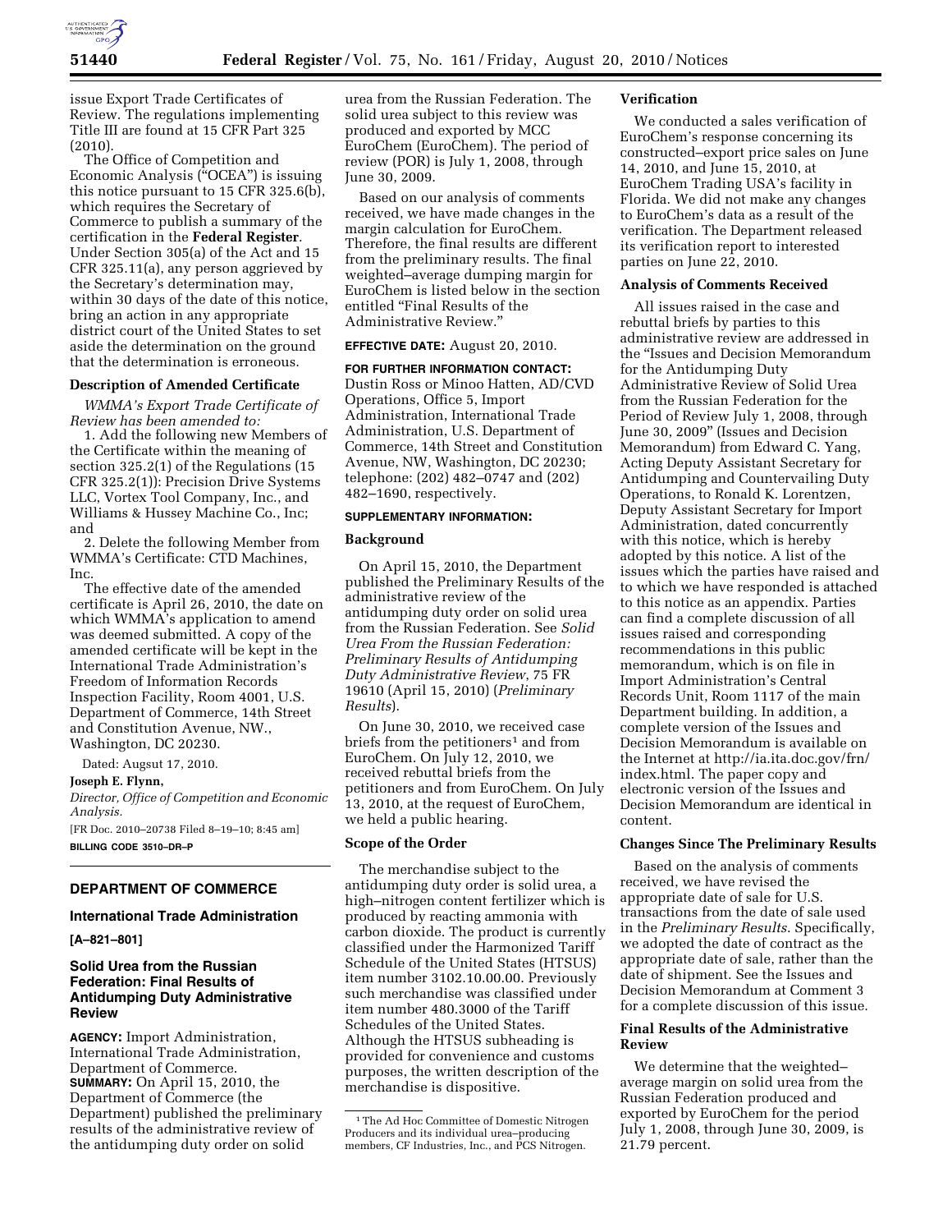issue Export Trade Certificates of Review. The regulations implementing Title III are found at 15 CFR Part 325 (2010).

The Office of Competition and Economic Analysis ("OCEA") is issuing this notice pursuant to 15 CFR 325.6(b), which requires the Secretary of Commerce to publish a summary of the certification in the **Federal Register**. Under Section 305(a) of the Act and 15 CFR 325.11(a), any person aggrieved by the Secretary's determination may, within 30 days of the date of this notice, bring an action in any appropriate district court of the United States to set aside the determination on the ground that the determination is erroneous.

### Description of Amended Certificate

*WMMA's Export Trade Certificate of Review has been amended to:*

1. Add the following new Members of the Certificate within the meaning of section 325.2(1) of the Regulations (15 CFR 325.2(1)): Precision Drive Systems LLC, Vortex Tool Company, Inc., and Williams & Hussey Machine Co., Inc; and

2. Delete the following Member from WMMA's Certificate: CTD Machines, Inc.

The effective date of the amended certificate is April 26, 2010, the date on which WMMA's application to amend was deemed submitted. A copy of the amended certificate will be kept in the International Trade Administration's Freedom of Information Records Inspection Facility, Room 4001, U.S. Department of Commerce, 14th Street and Constitution Avenue, NW., Washington, DC 20230.

Dated: Augsut 17, 2010.

**Joseph E. Flynn,**

*Director, Office of Competition and Economic Analysis.*

[FR Doc. 2010–20738 Filed 8–19–10; 8:45 am]

**BILLING CODE 3510–DR–P**

---

## DEPARTMENT OF COMMERCE

### International Trade Administration

**[A–821–801]**

### Solid Urea from the Russian Federation: Final Results of Antidumping Duty Administrative Review

**AGENCY:** Import Administration, International Trade Administration, Department of Commerce.

**SUMMARY:** On April 15, 2010, the Department of Commerce (the Department) published the preliminary results of the administrative review of the antidumping duty order on solid urea from the Russian Federation. The solid urea subject to this review was produced and exported by MCC EuroChem (EuroChem). The period of review (POR) is July 1, 2008, through June 30, 2009.

Based on our analysis of comments received, we have made changes in the margin calculation for EuroChem. Therefore, the final results are different from the preliminary results. The final weighted–average dumping margin for EuroChem is listed below in the section entitled "Final Results of the Administrative Review."

**EFFECTIVE DATE:** August 20, 2010.

**FOR FURTHER INFORMATION CONTACT:** Dustin Ross or Minoo Hatten, AD/CVD Operations, Office 5, Import Administration, International Trade Administration, U.S. Department of Commerce, 14th Street and Constitution Avenue, NW, Washington, DC 20230; telephone: (202) 482–0747 and (202) 482–1690, respectively.

**SUPPLEMENTARY INFORMATION:**

### Background

On April 15, 2010, the Department published the Preliminary Results of the administrative review of the antidumping duty order on solid urea from the Russian Federation. See *Solid Urea From the Russian Federation: Preliminary Results of Antidumping Duty Administrative Review*, 75 FR 19610 (April 15, 2010) (*Preliminary Results*).

On June 30, 2010, we received case briefs from the petitioners[1] and from EuroChem. On July 12, 2010, we received rebuttal briefs from the petitioners and from EuroChem. On July 13, 2010, at the request of EuroChem, we held a public hearing.

### Scope of the Order

The merchandise subject to the antidumping duty order is solid urea, a high–nitrogen content fertilizer which is produced by reacting ammonia with carbon dioxide. The product is currently classified under the Harmonized Tariff Schedule of the United States (HTSUS) item number 3102.10.00.00. Previously such merchandise was classified under item number 480.3000 of the Tariff Schedules of the United States. Although the HTSUS subheading is provided for convenience and customs purposes, the written description of the merchandise is dispositive.

[1] The Ad Hoc Committee of Domestic Nitrogen Producers and its individual urea–producing members, CF Industries, Inc., and PCS Nitrogen.

### Verification

We conducted a sales verification of EuroChem's response concerning its constructed–export price sales on June 14, 2010, and June 15, 2010, at EuroChem Trading USA's facility in Florida. We did not make any changes to EuroChem's data as a result of the verification. The Department released its verification report to interested parties on June 22, 2010.

### Analysis of Comments Received

All issues raised in the case and rebuttal briefs by parties to this administrative review are addressed in the "Issues and Decision Memorandum for the Antidumping Duty Administrative Review of Solid Urea from the Russian Federation for the Period of Review July 1, 2008, through June 30, 2009" (Issues and Decision Memorandum) from Edward C. Yang, Acting Deputy Assistant Secretary for Antidumping and Countervailing Duty Operations, to Ronald K. Lorentzen, Deputy Assistant Secretary for Import Administration, dated concurrently with this notice, which is hereby adopted by this notice. A list of the issues which the parties have raised and to which we have responded is attached to this notice as an appendix. Parties can find a complete discussion of all issues raised and corresponding recommendations in this public memorandum, which is on file in Import Administration's Central Records Unit, Room 1117 of the main Department building. In addition, a complete version of the Issues and Decision Memorandum is available on the Internet at http://ia.ita.doc.gov/frn/index.html. The paper copy and electronic version of the Issues and Decision Memorandum are identical in content.

### Changes Since The Preliminary Results

Based on the analysis of comments received, we have revised the appropriate date of sale for U.S. transactions from the date of sale used in the *Preliminary Results*. Specifically, we adopted the date of contract as the appropriate date of sale, rather than the date of shipment. See the Issues and Decision Memorandum at Comment 3 for a complete discussion of this issue.

### Final Results of the Administrative Review

We determine that the weighted–average margin on solid urea from the Russian Federation produced and exported by EuroChem for the period July 1, 2008, through June 30, 2009, is 21.79 percent.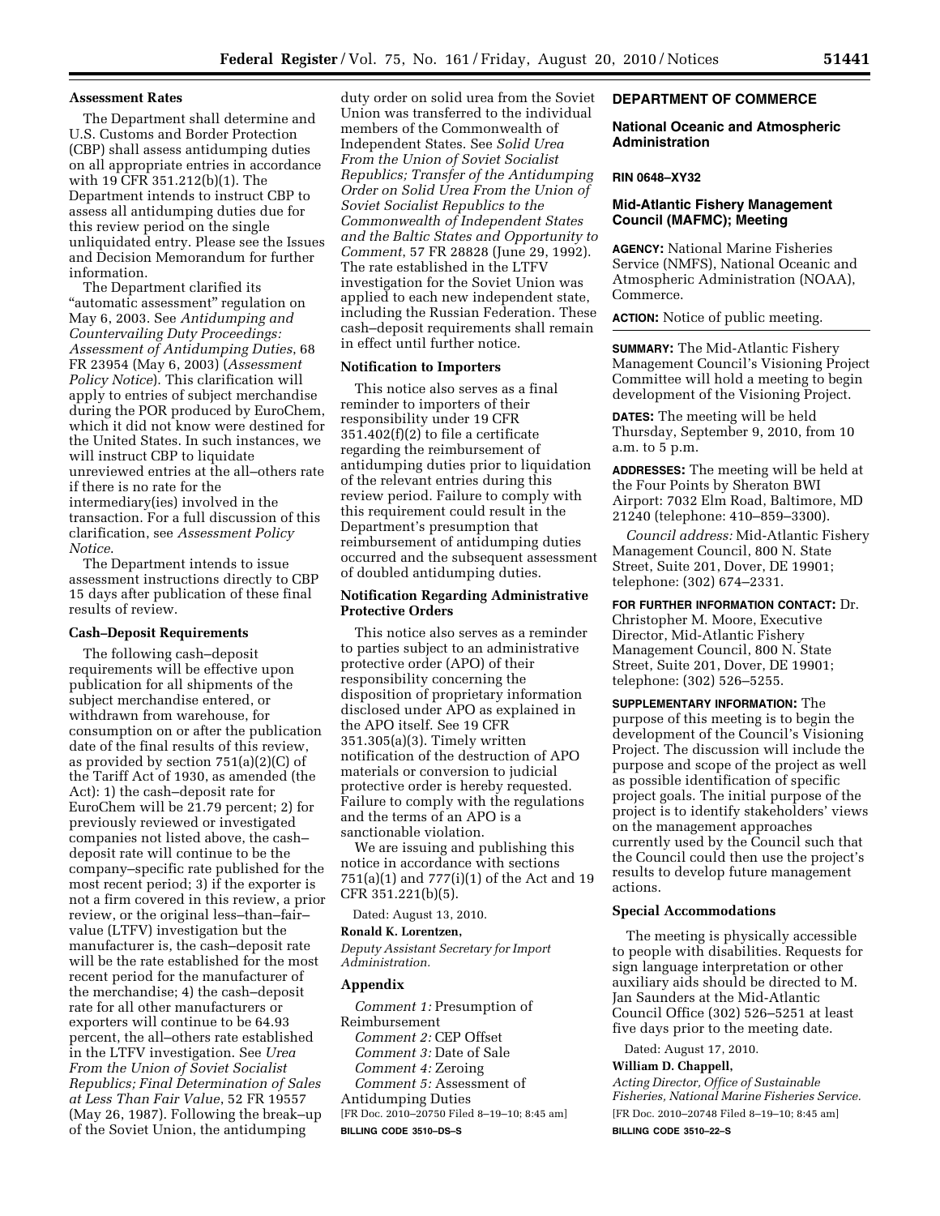### Assessment Rates

The Department shall determine and U.S. Customs and Border Protection (CBP) shall assess antidumping duties on all appropriate entries in accordance with 19 CFR 351.212(b)(1). The Department intends to instruct CBP to assess all antidumping duties due for this review period on the single unliquidated entry. Please see the Issues and Decision Memorandum for further information.

The Department clarified its "automatic assessment" regulation on May 6, 2003. See *Antidumping and Countervailing Duty Proceedings: Assessment of Antidumping Duties*, 68 FR 23954 (May 6, 2003) (*Assessment Policy Notice*). This clarification will apply to entries of subject merchandise during the POR produced by EuroChem, which it did not know were destined for the United States. In such instances, we will instruct CBP to liquidate unreviewed entries at the all–others rate if there is no rate for the intermediary(ies) involved in the transaction. For a full discussion of this clarification, see *Assessment Policy Notice*.

The Department intends to issue assessment instructions directly to CBP 15 days after publication of these final results of review.

### Cash–Deposit Requirements

The following cash–deposit requirements will be effective upon publication for all shipments of the subject merchandise entered, or withdrawn from warehouse, for consumption on or after the publication date of the final results of this review, as provided by section 751(a)(2)(C) of the Tariff Act of 1930, as amended (the Act): 1) the cash–deposit rate for EuroChem will be 21.79 percent; 2) for previously reviewed or investigated companies not listed above, the cash–deposit rate will continue to be the company–specific rate published for the most recent period; 3) if the exporter is not a firm covered in this review, a prior review, or the original less–than–fair–value (LTFV) investigation but the manufacturer is, the cash–deposit rate will be the rate established for the most recent period for the manufacturer of the merchandise; 4) the cash–deposit rate for all other manufacturers or exporters will continue to be 64.93 percent, the all–others rate established in the LTFV investigation. See *Urea From the Union of Soviet Socialist Republics; Final Determination of Sales at Less Than Fair Value*, 52 FR 19557 (May 26, 1987). Following the break–up of the Soviet Union, the antidumping duty order on solid urea from the Soviet Union was transferred to the individual members of the Commonwealth of Independent States. See *Solid Urea From the Union of Soviet Socialist Republics; Transfer of the Antidumping Order on Solid Urea From the Union of Soviet Socialist Republics to the Commonwealth of Independent States and the Baltic States and Opportunity to Comment*, 57 FR 28828 (June 29, 1992). The rate established in the LTFV investigation for the Soviet Union was applied to each new independent state, including the Russian Federation. These cash–deposit requirements shall remain in effect until further notice.

### Notification to Importers

This notice also serves as a final reminder to importers of their responsibility under 19 CFR 351.402(f)(2) to file a certificate regarding the reimbursement of antidumping duties prior to liquidation of the relevant entries during this review period. Failure to comply with this requirement could result in the Department's presumption that reimbursement of antidumping duties occurred and the subsequent assessment of doubled antidumping duties.

### Notification Regarding Administrative Protective Orders

This notice also serves as a reminder to parties subject to an administrative protective order (APO) of their responsibility concerning the disposition of proprietary information disclosed under APO as explained in the APO itself. See 19 CFR 351.305(a)(3). Timely written notification of the destruction of APO materials or conversion to judicial protective order is hereby requested. Failure to comply with the regulations and the terms of an APO is a sanctionable violation.

We are issuing and publishing this notice in accordance with sections 751(a)(1) and 777(i)(1) of the Act and 19 CFR 351.221(b)(5).

Dated: August 13, 2010.

**Ronald K. Lorentzen,**

*Deputy Assistant Secretary for Import Administration.*

### Appendix

*Comment 1:* Presumption of Reimbursement

*Comment 2:* CEP Offset

*Comment 3:* Date of Sale

*Comment 4:* Zeroing

*Comment 5:* Assessment of Antidumping Duties

[FR Doc. 2010–20750 Filed 8–19–10; 8:45 am]

**BILLING CODE 3510–DS–S**

## DEPARTMENT OF COMMERCE

### National Oceanic and Atmospheric Administration

**RIN 0648–XY32**

### Mid-Atlantic Fishery Management Council (MAFMC); Meeting

**AGENCY:** National Marine Fisheries Service (NMFS), National Oceanic and Atmospheric Administration (NOAA), Commerce.

**ACTION:** Notice of public meeting.

**SUMMARY:** The Mid-Atlantic Fishery Management Council's Visioning Project Committee will hold a meeting to begin development of the Visioning Project.

**DATES:** The meeting will be held Thursday, September 9, 2010, from 10 a.m. to 5 p.m.

**ADDRESSES:** The meeting will be held at the Four Points by Sheraton BWI Airport: 7032 Elm Road, Baltimore, MD 21240 (telephone: 410–859–3300).

*Council address:* Mid-Atlantic Fishery Management Council, 800 N. State Street, Suite 201, Dover, DE 19901; telephone: (302) 674–2331.

**FOR FURTHER INFORMATION CONTACT:** Dr. Christopher M. Moore, Executive Director, Mid-Atlantic Fishery Management Council, 800 N. State Street, Suite 201, Dover, DE 19901; telephone: (302) 526–5255.

**SUPPLEMENTARY INFORMATION:** The purpose of this meeting is to begin the development of the Council's Visioning Project. The discussion will include the purpose and scope of the project as well as possible identification of specific project goals. The initial purpose of the project is to identify stakeholders' views on the management approaches currently used by the Council such that the Council could then use the project's results to develop future management actions.

### Special Accommodations

The meeting is physically accessible to people with disabilities. Requests for sign language interpretation or other auxiliary aids should be directed to M. Jan Saunders at the Mid-Atlantic Council Office (302) 526–5251 at least five days prior to the meeting date.

Dated: August 17, 2010.

**William D. Chappell,**

*Acting Director, Office of Sustainable Fisheries, National Marine Fisheries Service.*

[FR Doc. 2010–20748 Filed 8–19–10; 8:45 am]

**BILLING CODE 3510–22–S**